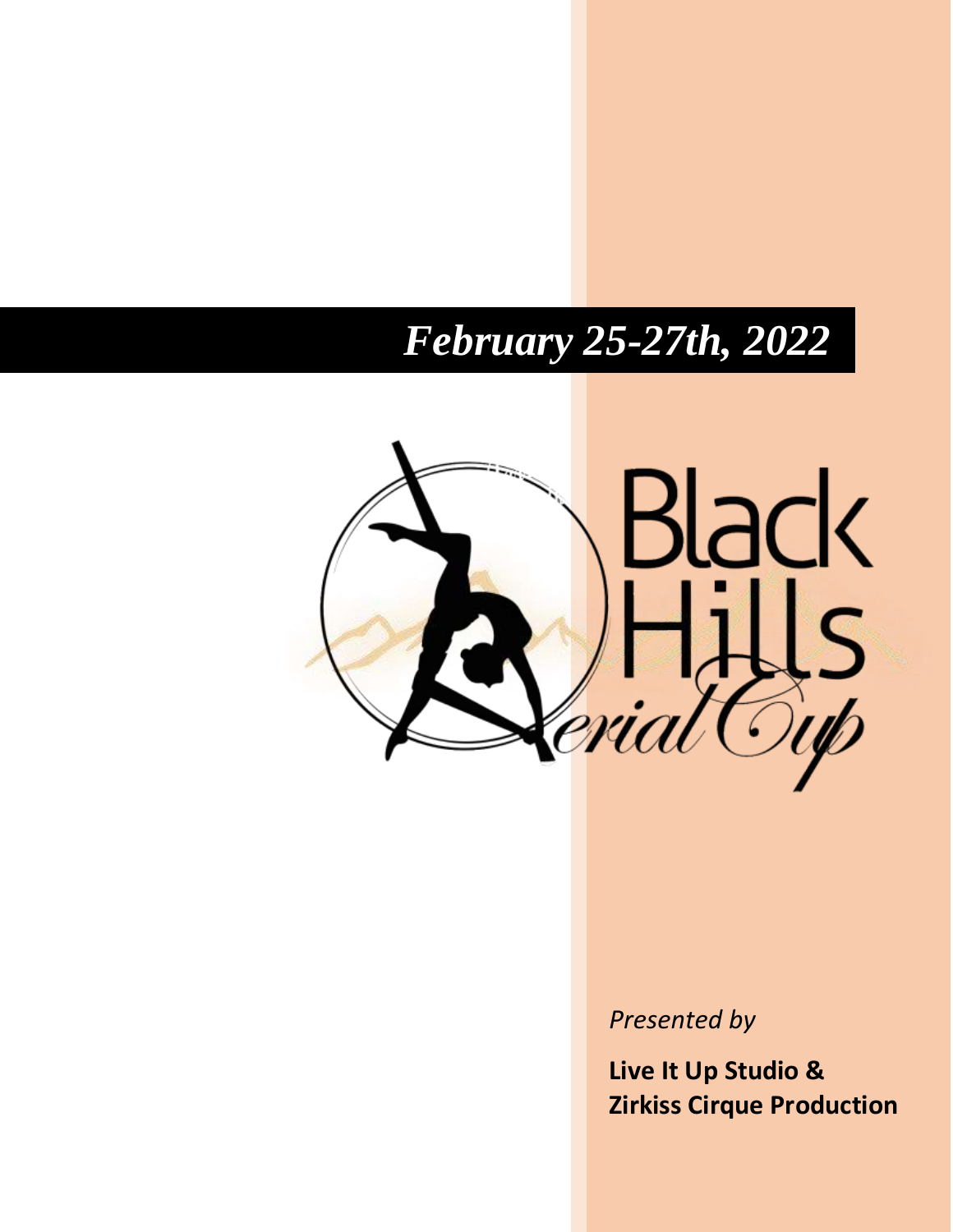*February 25-27th, 2022*

Black Hills Aerial Cup

*Presented by*

**Live It Up Studio & Zirkiss Cirque Production**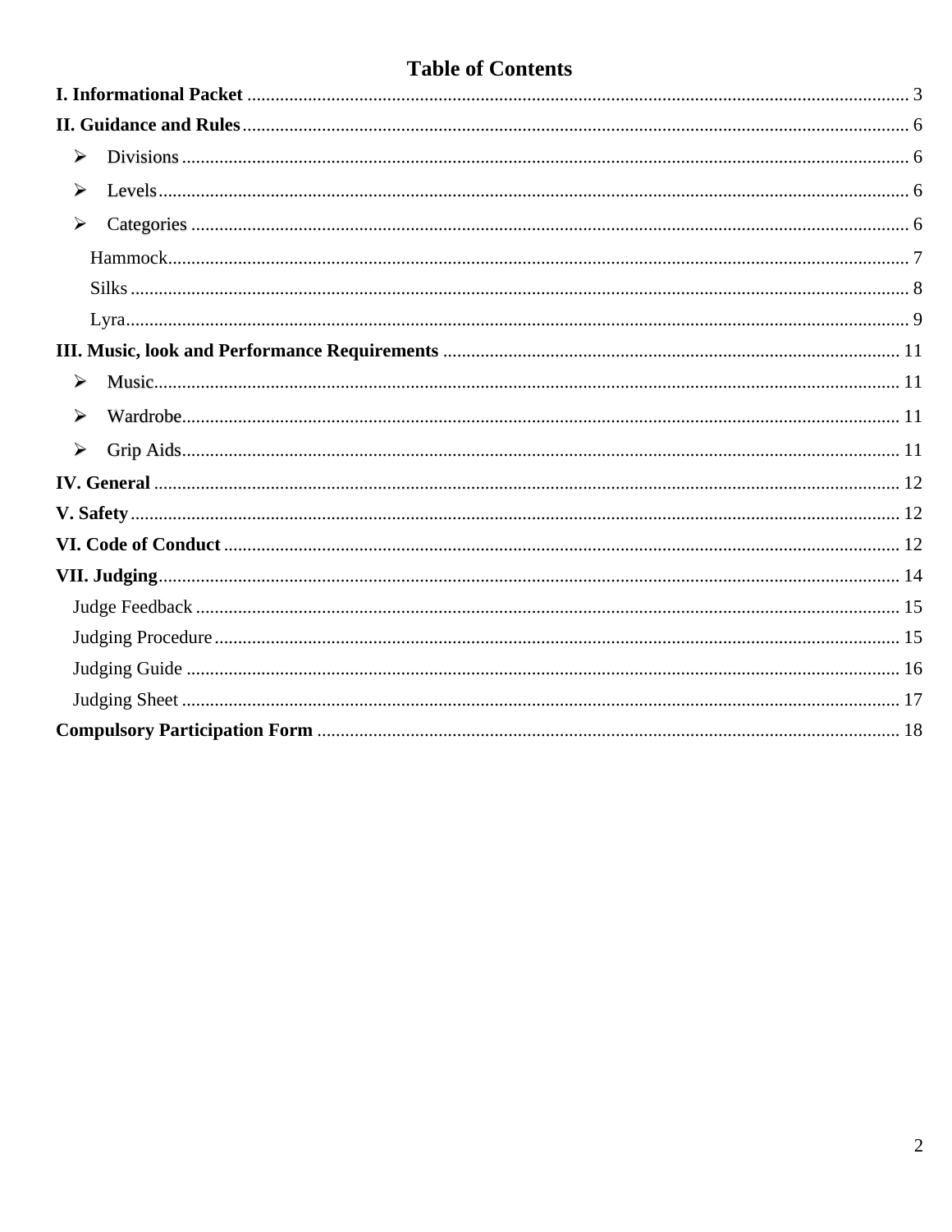# Table of Contents

**I. Informational Packet** ........ 3

**II. Guidance and Rules** ........ 6

- Divisions ........ 6
- Levels ........ 6
- Categories ........ 6
  - Hammock ........ 7
  - Silks ........ 8
  - Lyra ........ 9

**III. Music, look and Performance Requirements** ........ 11

- Music ........ 11
- Wardrobe ........ 11
- Grip Aids ........ 11

**IV. General** ........ 12

**V. Safety** ........ 12

**VI. Code of Conduct** ........ 12

**VII. Judging** ........ 14

- Judge Feedback ........ 15
- Judging Procedure ........ 15
- Judging Guide ........ 16
- Judging Sheet ........ 17

**Compulsory Participation Form** ........ 18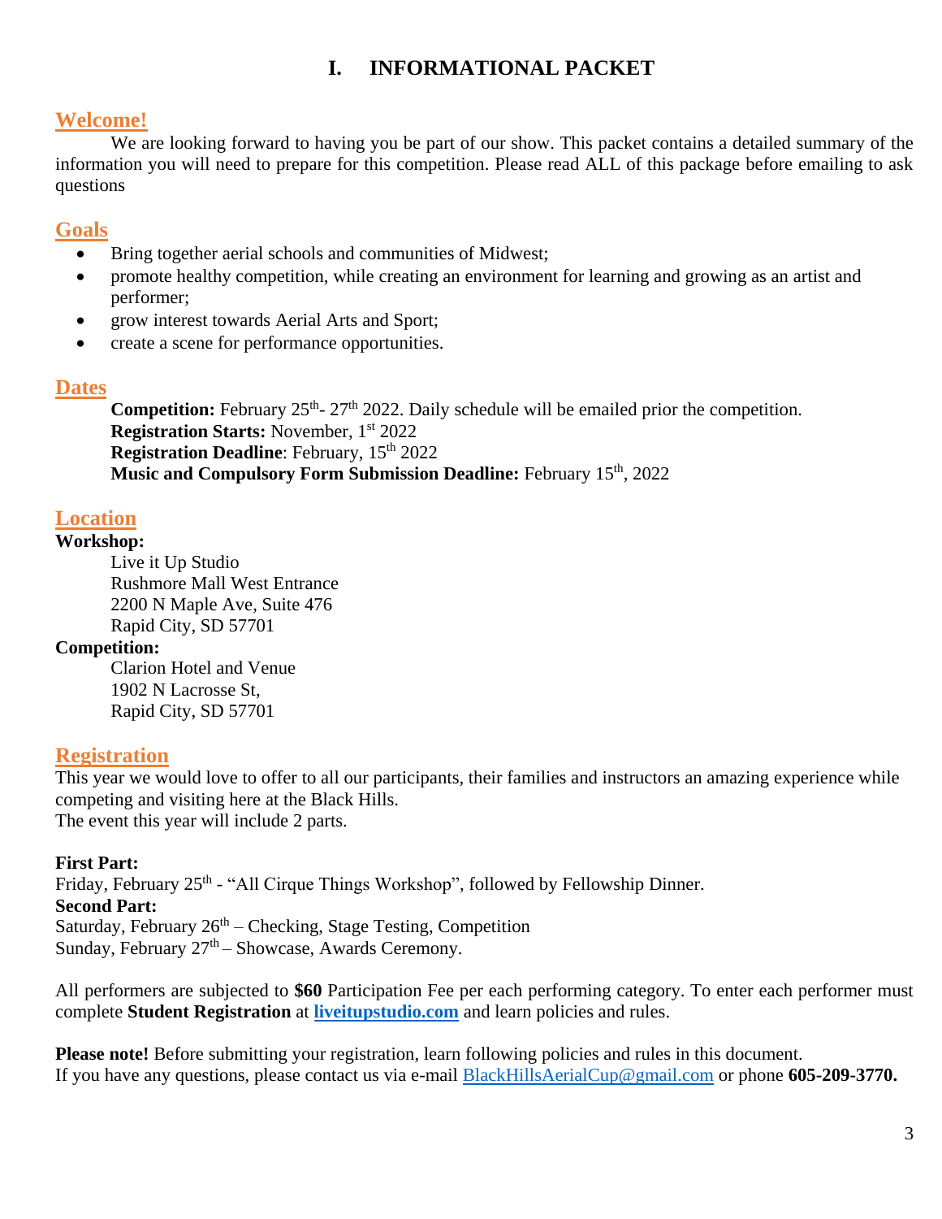# I. INFORMATIONAL PACKET

## Welcome!

We are looking forward to having you be part of our show. This packet contains a detailed summary of the information you will need to prepare for this competition. Please read ALL of this package before emailing to ask questions

## Goals

- Bring together aerial schools and communities of Midwest;
- promote healthy competition, while creating an environment for learning and growing as an artist and performer;
- grow interest towards Aerial Arts and Sport;
- create a scene for performance opportunities.

## Dates

**Competition:** February 25th- 27th 2022. Daily schedule will be emailed prior the competition.
**Registration Starts:** November, 1st 2022
**Registration Deadline**: February, 15th 2022
**Music and Compulsory Form Submission Deadline:** February 15th, 2022

## Location

**Workshop:**

Live it Up Studio
Rushmore Mall West Entrance
2200 N Maple Ave, Suite 476
Rapid City, SD 57701

**Competition:**

Clarion Hotel and Venue
1902 N Lacrosse St,
Rapid City, SD 57701

## Registration

This year we would love to offer to all our participants, their families and instructors an amazing experience while competing and visiting here at the Black Hills.
The event this year will include 2 parts.

**First Part:**
Friday, February 25th - "All Cirque Things Workshop", followed by Fellowship Dinner.
**Second Part:**
Saturday, February 26th – Checking, Stage Testing, Competition
Sunday, February 27th – Showcase, Awards Ceremony.

All performers are subjected to **$60** Participation Fee per each performing category. To enter each performer must complete **Student Registration** at **liveitupstudio.com** and learn policies and rules.

**Please note!** Before submitting your registration, learn following policies and rules in this document.
If you have any questions, please contact us via e-mail BlackHillsAerialCup@gmail.com or phone **605-209-3770.**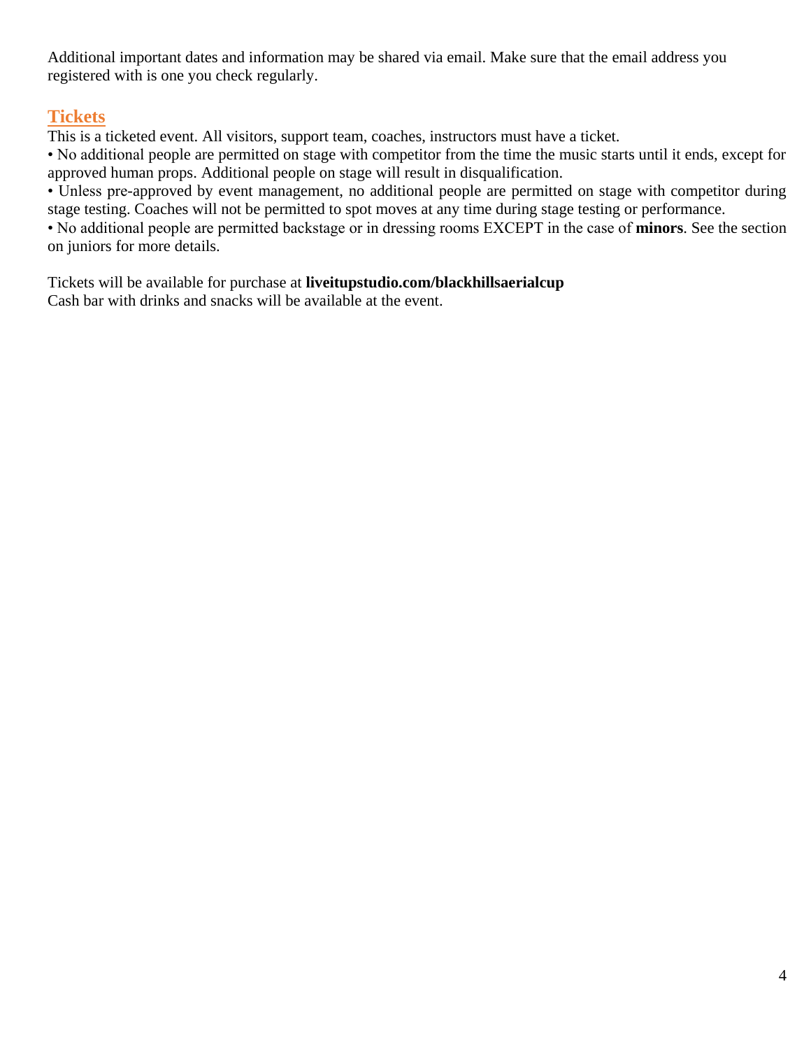Additional important dates and information may be shared via email. Make sure that the email address you registered with is one you check regularly.

## Tickets

This is a ticketed event. All visitors, support team, coaches, instructors must have a ticket.

- No additional people are permitted on stage with competitor from the time the music starts until it ends, except for approved human props. Additional people on stage will result in disqualification.
- Unless pre-approved by event management, no additional people are permitted on stage with competitor during stage testing. Coaches will not be permitted to spot moves at any time during stage testing or performance.
- No additional people are permitted backstage or in dressing rooms EXCEPT in the case of **minors**. See the section on juniors for more details.

Tickets will be available for purchase at **liveitupstudio.com/blackhillsaerialcup**
Cash bar with drinks and snacks will be available at the event.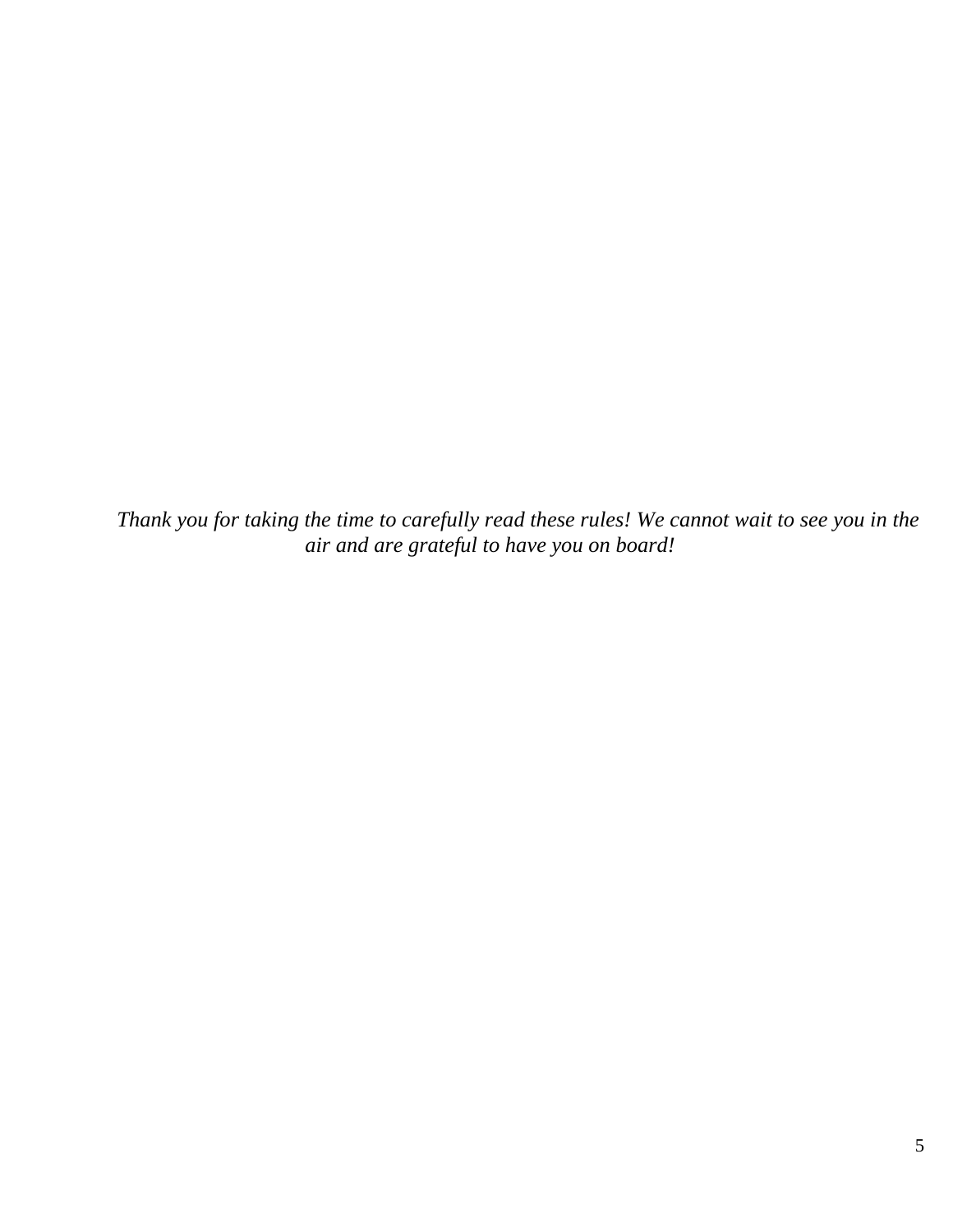*Thank you for taking the time to carefully read these rules! We cannot wait to see you in the air and are grateful to have you on board!*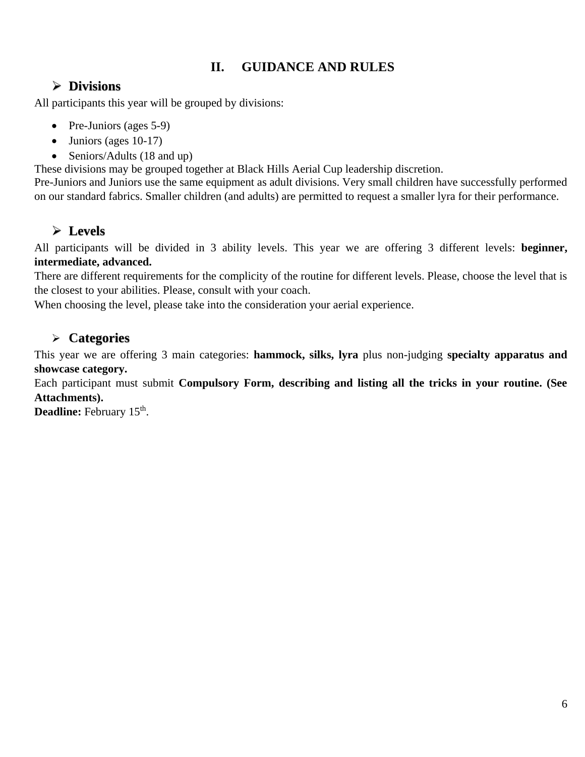## II. GUIDANCE AND RULES

### ➢ Divisions

All participants this year will be grouped by divisions:

- Pre-Juniors (ages 5-9)
- Juniors (ages 10-17)
- Seniors/Adults (18 and up)

These divisions may be grouped together at Black Hills Aerial Cup leadership discretion.
Pre-Juniors and Juniors use the same equipment as adult divisions. Very small children have successfully performed on our standard fabrics. Smaller children (and adults) are permitted to request a smaller lyra for their performance.

### ➢ Levels

All participants will be divided in 3 ability levels. This year we are offering 3 different levels: **beginner, intermediate, advanced.**
There are different requirements for the complicity of the routine for different levels. Please, choose the level that is the closest to your abilities. Please, consult with your coach.
When choosing the level, please take into the consideration your aerial experience.

### ➢ Categories

This year we are offering 3 main categories: **hammock, silks, lyra** plus non-judging **specialty apparatus and showcase category.**
Each participant must submit **Compulsory Form, describing and listing all the tricks in your routine. (See Attachments).**
**Deadline:** February 15th.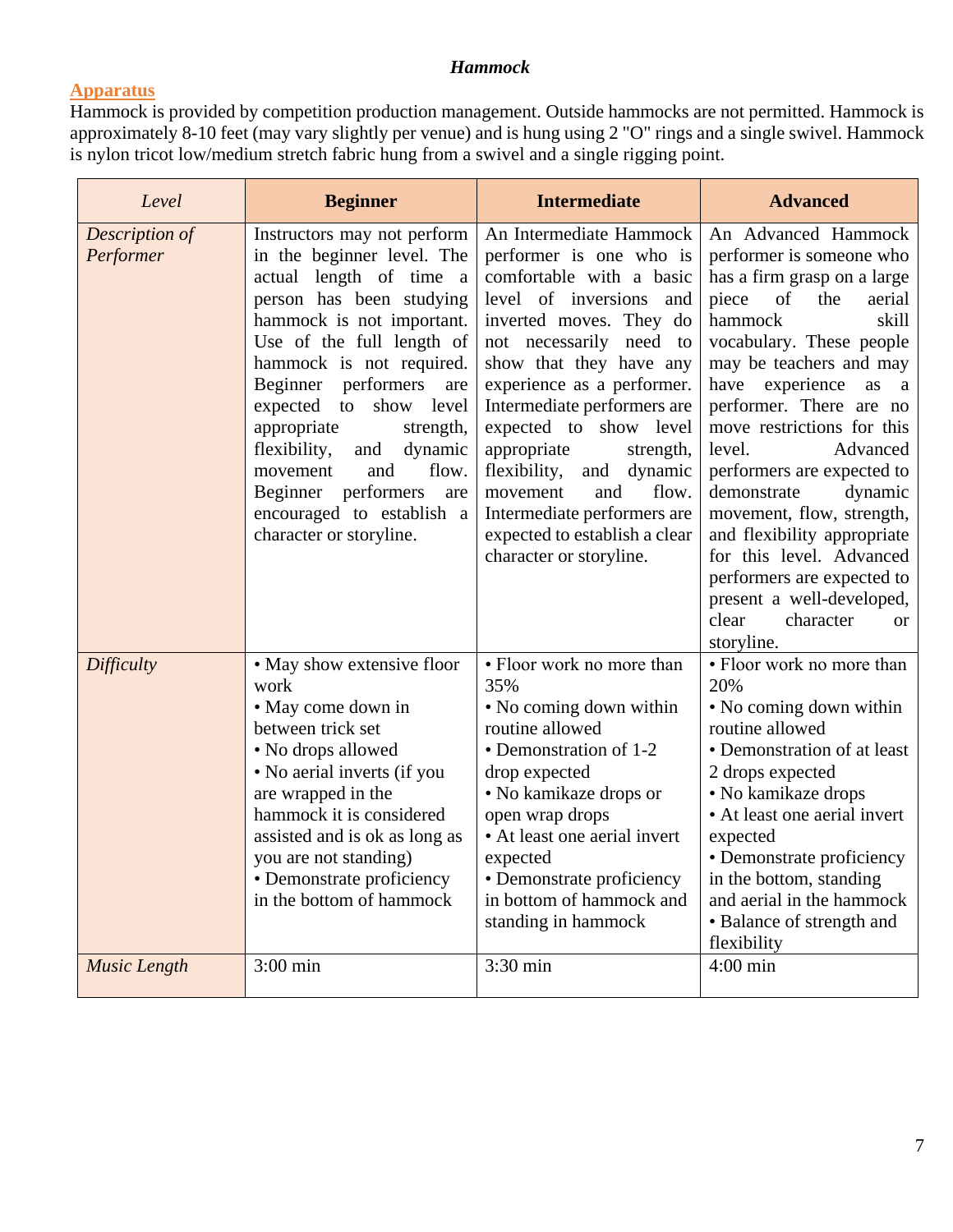### *Hammock*

**Apparatus**

Hammock is provided by competition production management. Outside hammocks are not permitted. Hammock is approximately 8-10 feet (may vary slightly per venue) and is hung using 2 "O" rings and a single swivel. Hammock is nylon tricot low/medium stretch fabric hung from a swivel and a single rigging point.

| *Level* | **Beginner** | **Intermediate** | **Advanced** |
|---|---|---|---|
| *Description of Performer* | Instructors may not perform in the beginner level. The actual length of time a person has been studying hammock is not important. Use of the full length of hammock is not required. Beginner performers are expected to show level appropriate strength, flexibility, and dynamic movement and flow. Beginner performers are encouraged to establish a character or storyline. | An Intermediate Hammock performer is one who is comfortable with a basic level of inversions and inverted moves. They do not necessarily need to show that they have any experience as a performer. Intermediate performers are expected to show level appropriate strength, flexibility, and dynamic movement and flow. Intermediate performers are expected to establish a clear character or storyline. | An Advanced Hammock performer is someone who has a firm grasp on a large piece of the aerial hammock skill vocabulary. These people may be teachers and may have experience as a performer. There are no move restrictions for this level. Advanced performers are expected to demonstrate dynamic movement, flow, strength, and flexibility appropriate for this level. Advanced performers are expected to present a well-developed, clear character or storyline. |
| *Difficulty* | • May show extensive floor work<br>• May come down in between trick set<br>• No drops allowed<br>• No aerial inverts (if you are wrapped in the hammock it is considered assisted and is ok as long as you are not standing)<br>• Demonstrate proficiency in the bottom of hammock | • Floor work no more than 35%<br>• No coming down within routine allowed<br>• Demonstration of 1-2 drop expected<br>• No kamikaze drops or open wrap drops<br>• At least one aerial invert expected<br>• Demonstrate proficiency in bottom of hammock and standing in hammock | • Floor work no more than 20%<br>• No coming down within routine allowed<br>• Demonstration of at least 2 drops expected<br>• No kamikaze drops<br>• At least one aerial invert expected<br>• Demonstrate proficiency in the bottom, standing and aerial in the hammock<br>• Balance of strength and flexibility |
| *Music Length* | 3:00 min | 3:30 min | 4:00 min |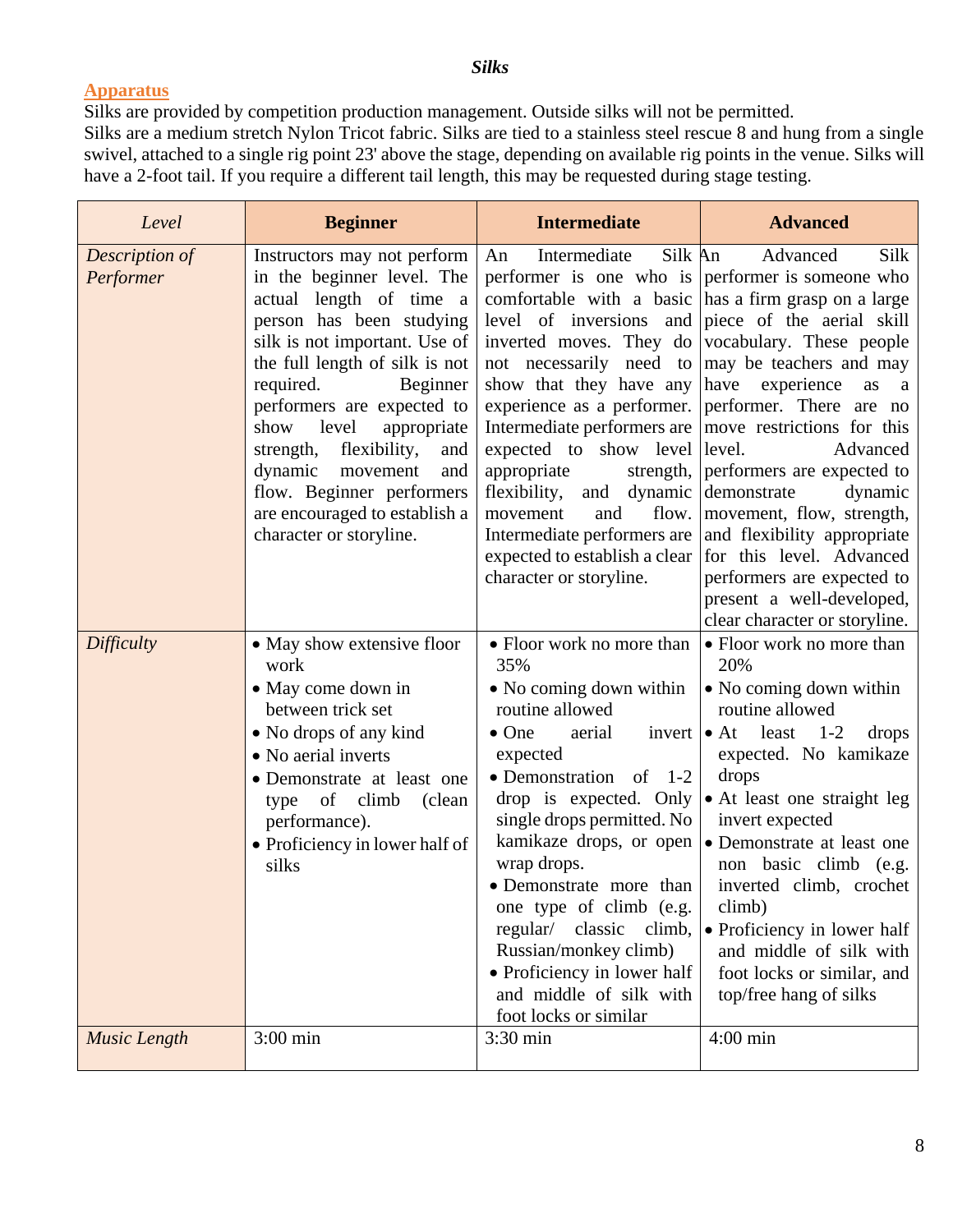***Silks***

**Apparatus**

Silks are provided by competition production management. Outside silks will not be permitted.
Silks are a medium stretch Nylon Tricot fabric. Silks are tied to a stainless steel rescue 8 and hung from a single swivel, attached to a single rig point 23' above the stage, depending on available rig points in the venue. Silks will have a 2-foot tail. If you require a different tail length, this may be requested during stage testing.

| *Level* | **Beginner** | **Intermediate** | **Advanced** |
|---|---|---|---|
| *Description of Performer* | Instructors may not perform in the beginner level. The actual length of time a person has been studying silk is not important. Use of the full length of silk is not required. Beginner performers are expected to show level appropriate strength, flexibility, and dynamic movement and flow. Beginner performers are encouraged to establish a character or storyline. | An Intermediate Silk performer is one who is comfortable with a basic level of inversions and inverted moves. They do not necessarily need to show that they have any experience as a performer. Intermediate performers are expected to show level appropriate strength, flexibility, and dynamic movement and flow. Intermediate performers are expected to establish a clear character or storyline. | An Advanced Silk performer is someone who has a firm grasp on a large piece of the aerial skill vocabulary. These people may be teachers and may have experience as a performer. There are no move restrictions for this level. Advanced performers are expected to demonstrate dynamic movement, flow, strength, and flexibility appropriate for this level. Advanced performers are expected to present a well-developed, clear character or storyline. |
| *Difficulty* | • May show extensive floor work<br>• May come down in between trick set<br>• No drops of any kind<br>• No aerial inverts<br>• Demonstrate at least one type of climb (clean performance).<br>• Proficiency in lower half of silks | • Floor work no more than 35%<br>• No coming down within routine allowed<br>• One aerial invert expected<br>• Demonstration of 1-2 drop is expected. Only single drops permitted. No kamikaze drops, or open wrap drops.<br>• Demonstrate more than one type of climb (e.g. regular/ classic climb, Russian/monkey climb)<br>• Proficiency in lower half and middle of silk with foot locks or similar | • Floor work no more than 20%<br>• No coming down within routine allowed<br>• At least 1-2 drops expected. No kamikaze drops<br>• At least one straight leg invert expected<br>• Demonstrate at least one non basic climb (e.g. inverted climb, crochet climb)<br>• Proficiency in lower half and middle of silk with foot locks or similar, and top/free hang of silks |
| *Music Length* | 3:00 min | 3:30 min | 4:00 min |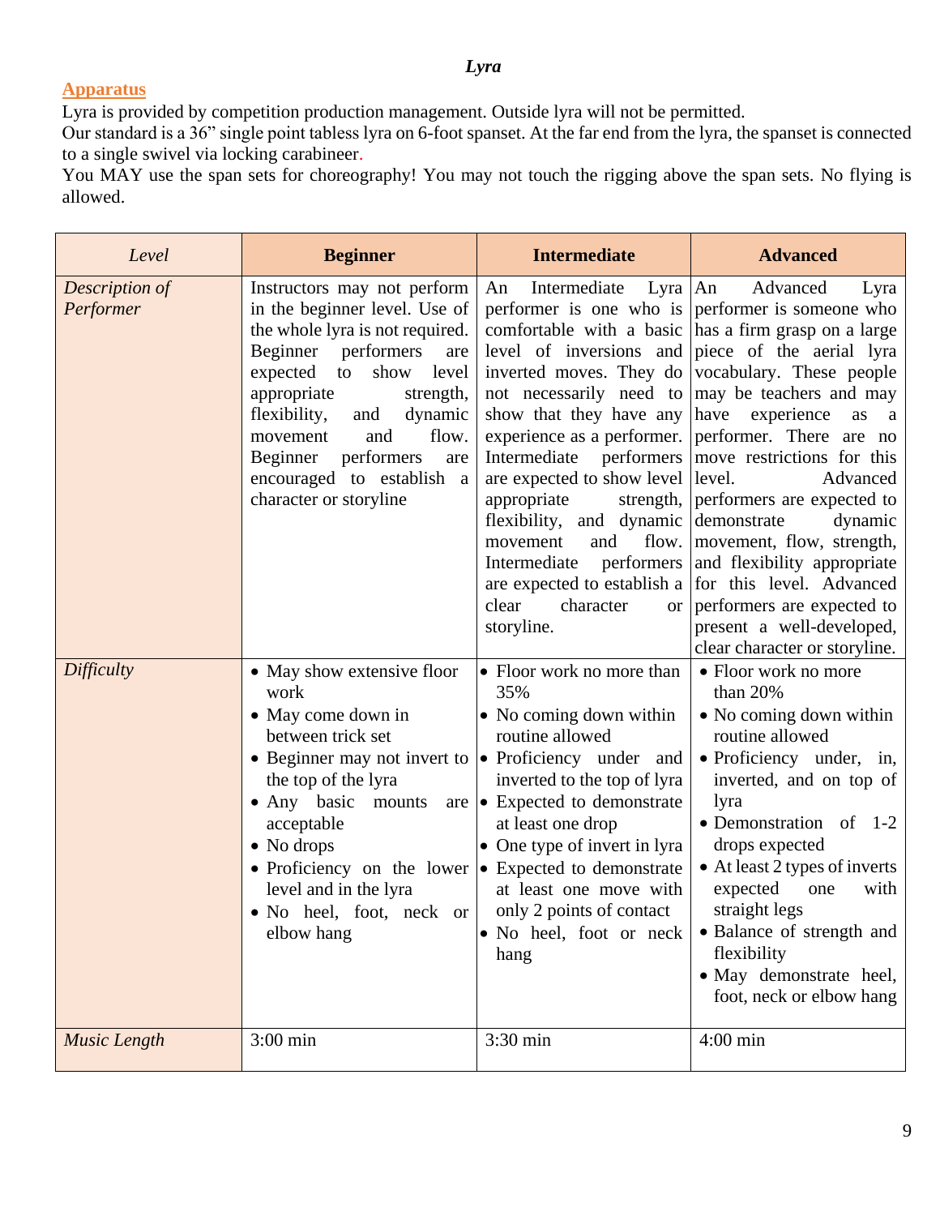***Lyra***

## Apparatus

Lyra is provided by competition production management. Outside lyra will not be permitted.

Our standard is a 36" single point tabless lyra on 6-foot spanset. At the far end from the lyra, the spanset is connected to a single swivel via locking carabineer.

You MAY use the span sets for choreography! You may not touch the rigging above the span sets. No flying is allowed.

| *Level* | **Beginner** | **Intermediate** | **Advanced** |
|---|---|---|---|
| *Description of Performer* | Instructors may not perform in the beginner level. Use of the whole lyra is not required. Beginner performers are expected to show level appropriate strength, flexibility, and dynamic movement and flow. Beginner performers are encouraged to establish a character or storyline | An Intermediate Lyra performer is one who is comfortable with a basic level of inversions and inverted moves. They do not necessarily need to show that they have any experience as a performer. Intermediate performers are expected to show level appropriate strength, flexibility, and dynamic movement and flow. Intermediate performers are expected to establish a clear character or storyline. | An Advanced Lyra performer is someone who has a firm grasp on a large piece of the aerial lyra vocabulary. These people may be teachers and may have experience as a performer. There are no move restrictions for this level. Advanced performers are expected to demonstrate dynamic movement, flow, strength, and flexibility appropriate for this level. Advanced performers are expected to present a well-developed, clear character or storyline. |
| *Difficulty* | • May show extensive floor work<br>• May come down in between trick set<br>• Beginner may not invert to the top of the lyra<br>• Any basic mounts are acceptable<br>• No drops<br>• Proficiency on the lower level and in the lyra<br>• No heel, foot, neck or elbow hang | • Floor work no more than 35%<br>• No coming down within routine allowed<br>• Proficiency under and inverted to the top of lyra<br>• Expected to demonstrate at least one drop<br>• One type of invert in lyra<br>• Expected to demonstrate at least one move with only 2 points of contact<br>• No heel, foot or neck hang | • Floor work no more than 20%<br>• No coming down within routine allowed<br>• Proficiency under, in, inverted, and on top of lyra<br>• Demonstration of 1-2 drops expected<br>• At least 2 types of inverts expected one with straight legs<br>• Balance of strength and flexibility<br>• May demonstrate heel, foot, neck or elbow hang |
| *Music Length* | 3:00 min | 3:30 min | 4:00 min |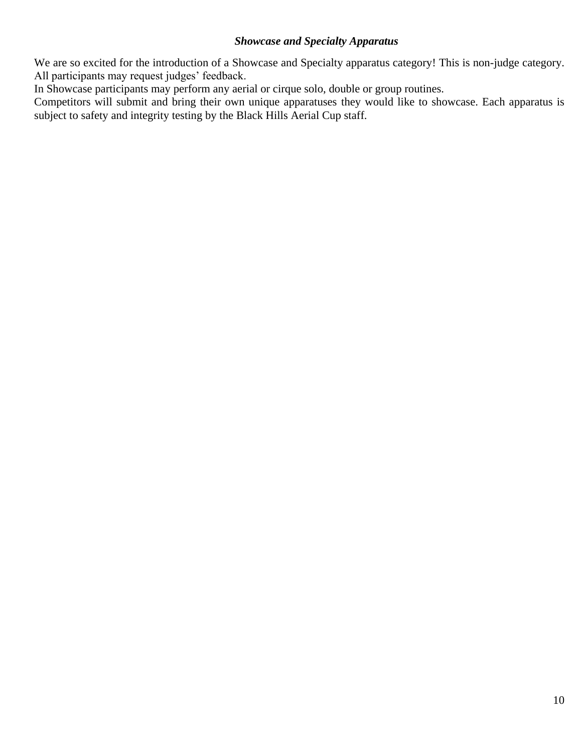### *Showcase and Specialty Apparatus*

We are so excited for the introduction of a Showcase and Specialty apparatus category! This is non-judge category. All participants may request judges' feedback.

In Showcase participants may perform any aerial or cirque solo, double or group routines.

Competitors will submit and bring their own unique apparatuses they would like to showcase. Each apparatus is subject to safety and integrity testing by the Black Hills Aerial Cup staff.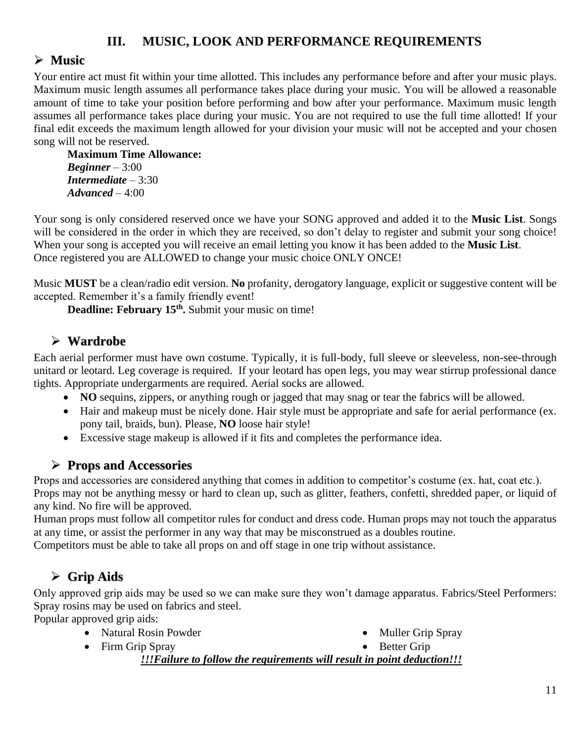# III. MUSIC, LOOK AND PERFORMANCE REQUIREMENTS

## Music

Your entire act must fit within your time allotted. This includes any performance before and after your music plays. Maximum music length assumes all performance takes place during your music. You will be allowed a reasonable amount of time to take your position before performing and bow after your performance. Maximum music length assumes all performance takes place during your music. You are not required to use the full time allotted! If your final edit exceeds the maximum length allowed for your division your music will not be accepted and your chosen song will not be reserved.

**Maximum Time Allowance:**
***Beginner*** – 3:00
***Intermediate*** – 3:30
***Advanced*** – 4:00

Your song is only considered reserved once we have your SONG approved and added it to the **Music List**. Songs will be considered in the order in which they are received, so don't delay to register and submit your song choice! When your song is accepted you will receive an email letting you know it has been added to the **Music List**.
Once registered you are ALLOWED to change your music choice ONLY ONCE!

Music **MUST** be a clean/radio edit version. **No** profanity, derogatory language, explicit or suggestive content will be accepted. Remember it's a family friendly event!

**Deadline: February 15th.** Submit your music on time!

## Wardrobe

Each aerial performer must have own costume. Typically, it is full-body, full sleeve or sleeveless, non-see-through unitard or leotard. Leg coverage is required. If your leotard has open legs, you may wear stirrup professional dance tights. Appropriate undergarments are required. Aerial socks are allowed.

- **NO** sequins, zippers, or anything rough or jagged that may snag or tear the fabrics will be allowed.
- Hair and makeup must be nicely done. Hair style must be appropriate and safe for aerial performance (ex. pony tail, braids, bun). Please, **NO** loose hair style!
- Excessive stage makeup is allowed if it fits and completes the performance idea.

## Props and Accessories

Props and accessories are considered anything that comes in addition to competitor's costume (ex. hat, coat etc.).
Props may not be anything messy or hard to clean up, such as glitter, feathers, confetti, shredded paper, or liquid of any kind. No fire will be approved.
Human props must follow all competitor rules for conduct and dress code. Human props may not touch the apparatus at any time, or assist the performer in any way that may be misconstrued as a doubles routine.
Competitors must be able to take all props on and off stage in one trip without assistance.

## Grip Aids

Only approved grip aids may be used so we can make sure they won't damage apparatus. Fabrics/Steel Performers: Spray rosins may be used on fabrics and steel.
Popular approved grip aids:

- Natural Rosin Powder
- Firm Grip Spray
- Muller Grip Spray
- Better Grip

***!!!Failure to follow the requirements will result in point deduction!!!***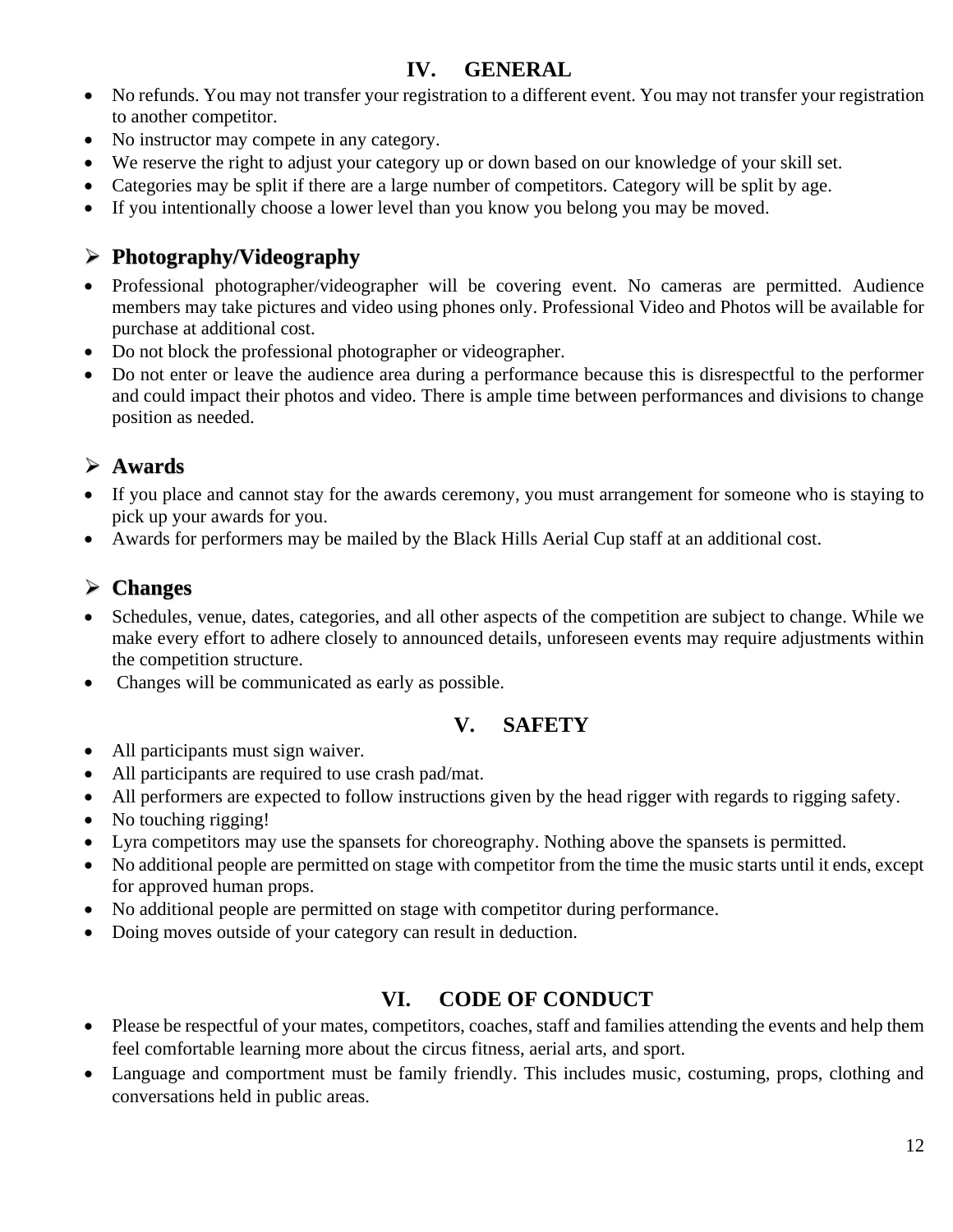## IV. GENERAL

- No refunds. You may not transfer your registration to a different event. You may not transfer your registration to another competitor.
- No instructor may compete in any category.
- We reserve the right to adjust your category up or down based on our knowledge of your skill set.
- Categories may be split if there are a large number of competitors. Category will be split by age.
- If you intentionally choose a lower level than you know you belong you may be moved.

### Photography/Videography

- Professional photographer/videographer will be covering event. No cameras are permitted. Audience members may take pictures and video using phones only. Professional Video and Photos will be available for purchase at additional cost.
- Do not block the professional photographer or videographer.
- Do not enter or leave the audience area during a performance because this is disrespectful to the performer and could impact their photos and video. There is ample time between performances and divisions to change position as needed.

### Awards

- If you place and cannot stay for the awards ceremony, you must arrangement for someone who is staying to pick up your awards for you.
- Awards for performers may be mailed by the Black Hills Aerial Cup staff at an additional cost.

### Changes

- Schedules, venue, dates, categories, and all other aspects of the competition are subject to change. While we make every effort to adhere closely to announced details, unforeseen events may require adjustments within the competition structure.
- Changes will be communicated as early as possible.

## V. SAFETY

- All participants must sign waiver.
- All participants are required to use crash pad/mat.
- All performers are expected to follow instructions given by the head rigger with regards to rigging safety.
- No touching rigging!
- Lyra competitors may use the spansets for choreography. Nothing above the spansets is permitted.
- No additional people are permitted on stage with competitor from the time the music starts until it ends, except for approved human props.
- No additional people are permitted on stage with competitor during performance.
- Doing moves outside of your category can result in deduction.

## VI. CODE OF CONDUCT

- Please be respectful of your mates, competitors, coaches, staff and families attending the events and help them feel comfortable learning more about the circus fitness, aerial arts, and sport.
- Language and comportment must be family friendly. This includes music, costuming, props, clothing and conversations held in public areas.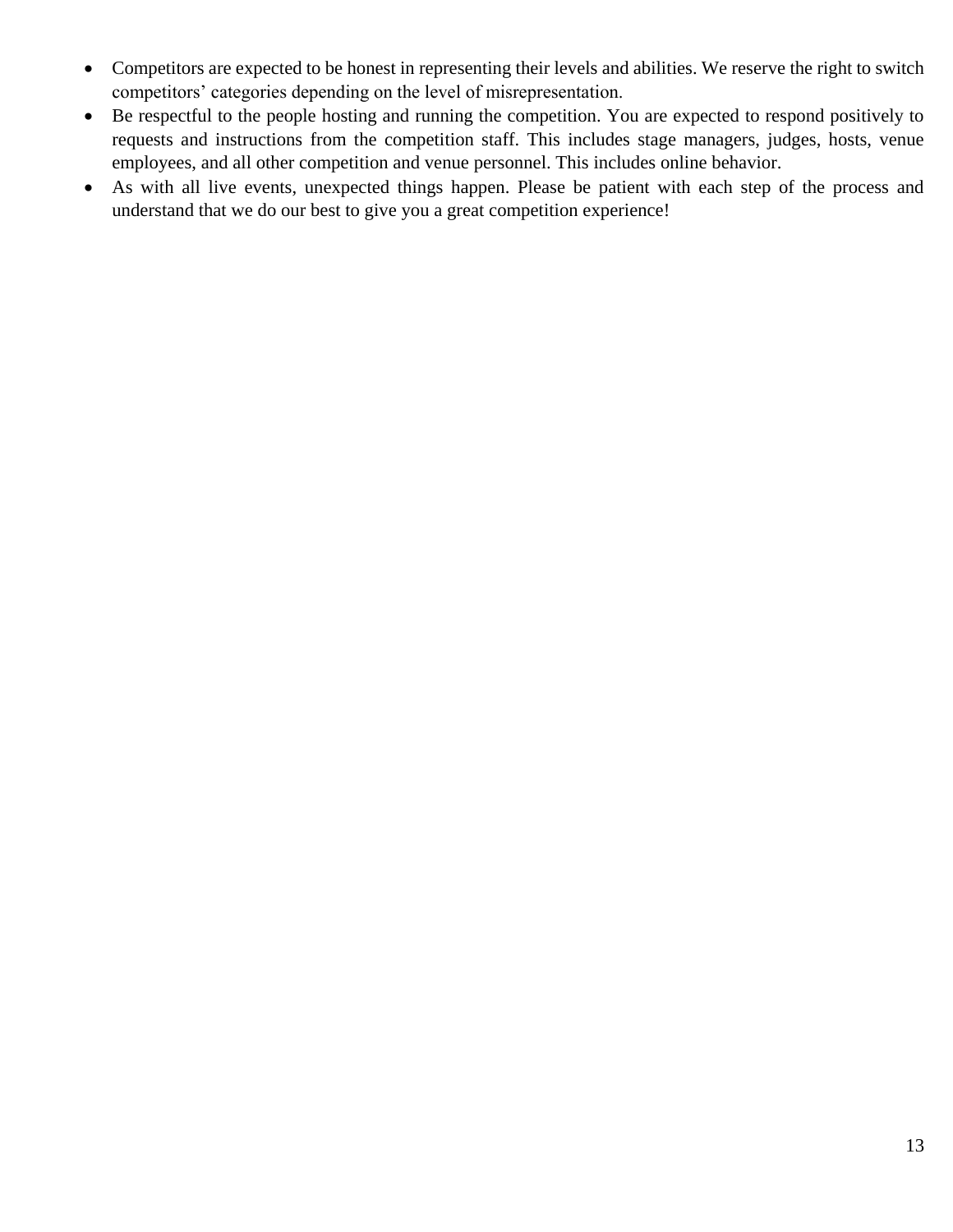- Competitors are expected to be honest in representing their levels and abilities. We reserve the right to switch competitors' categories depending on the level of misrepresentation.
- Be respectful to the people hosting and running the competition. You are expected to respond positively to requests and instructions from the competition staff. This includes stage managers, judges, hosts, venue employees, and all other competition and venue personnel. This includes online behavior.
- As with all live events, unexpected things happen. Please be patient with each step of the process and understand that we do our best to give you a great competition experience!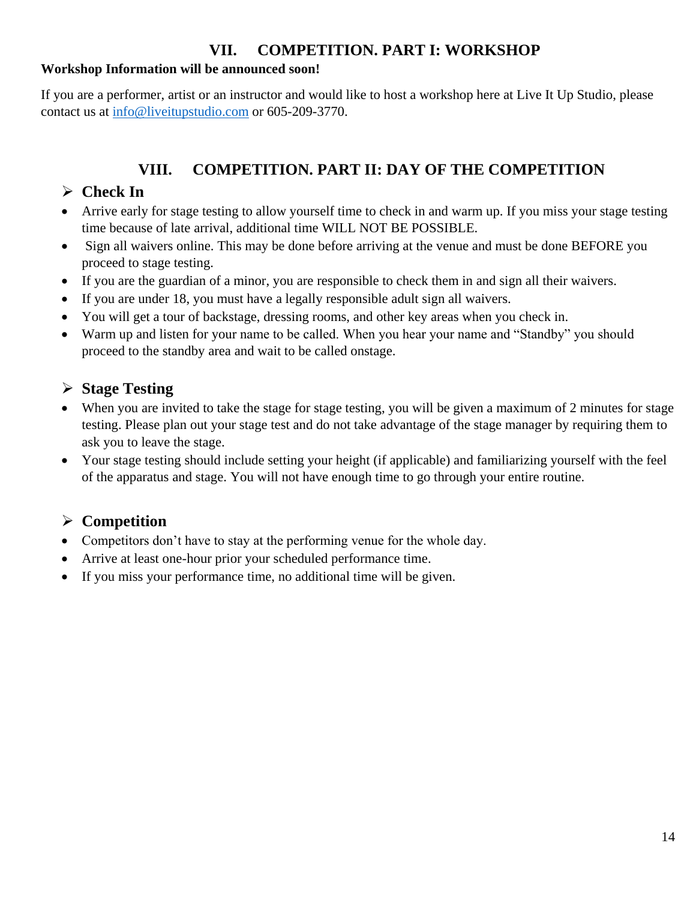## VII. COMPETITION. PART I: WORKSHOP

**Workshop Information will be announced soon!**

If you are a performer, artist or an instructor and would like to host a workshop here at Live It Up Studio, please contact us at [info@liveitupstudio.com](mailto:info@liveitupstudio.com) or 605-209-3770.

## VIII. COMPETITION. PART II: DAY OF THE COMPETITION

### ➢ Check In

- Arrive early for stage testing to allow yourself time to check in and warm up. If you miss your stage testing time because of late arrival, additional time WILL NOT BE POSSIBLE.
- Sign all waivers online. This may be done before arriving at the venue and must be done BEFORE you proceed to stage testing.
- If you are the guardian of a minor, you are responsible to check them in and sign all their waivers.
- If you are under 18, you must have a legally responsible adult sign all waivers.
- You will get a tour of backstage, dressing rooms, and other key areas when you check in.
- Warm up and listen for your name to be called. When you hear your name and "Standby" you should proceed to the standby area and wait to be called onstage.

### ➢ Stage Testing

- When you are invited to take the stage for stage testing, you will be given a maximum of 2 minutes for stage testing. Please plan out your stage test and do not take advantage of the stage manager by requiring them to ask you to leave the stage.
- Your stage testing should include setting your height (if applicable) and familiarizing yourself with the feel of the apparatus and stage. You will not have enough time to go through your entire routine.

### ➢ Competition

- Competitors don't have to stay at the performing venue for the whole day.
- Arrive at least one-hour prior your scheduled performance time.
- If you miss your performance time, no additional time will be given.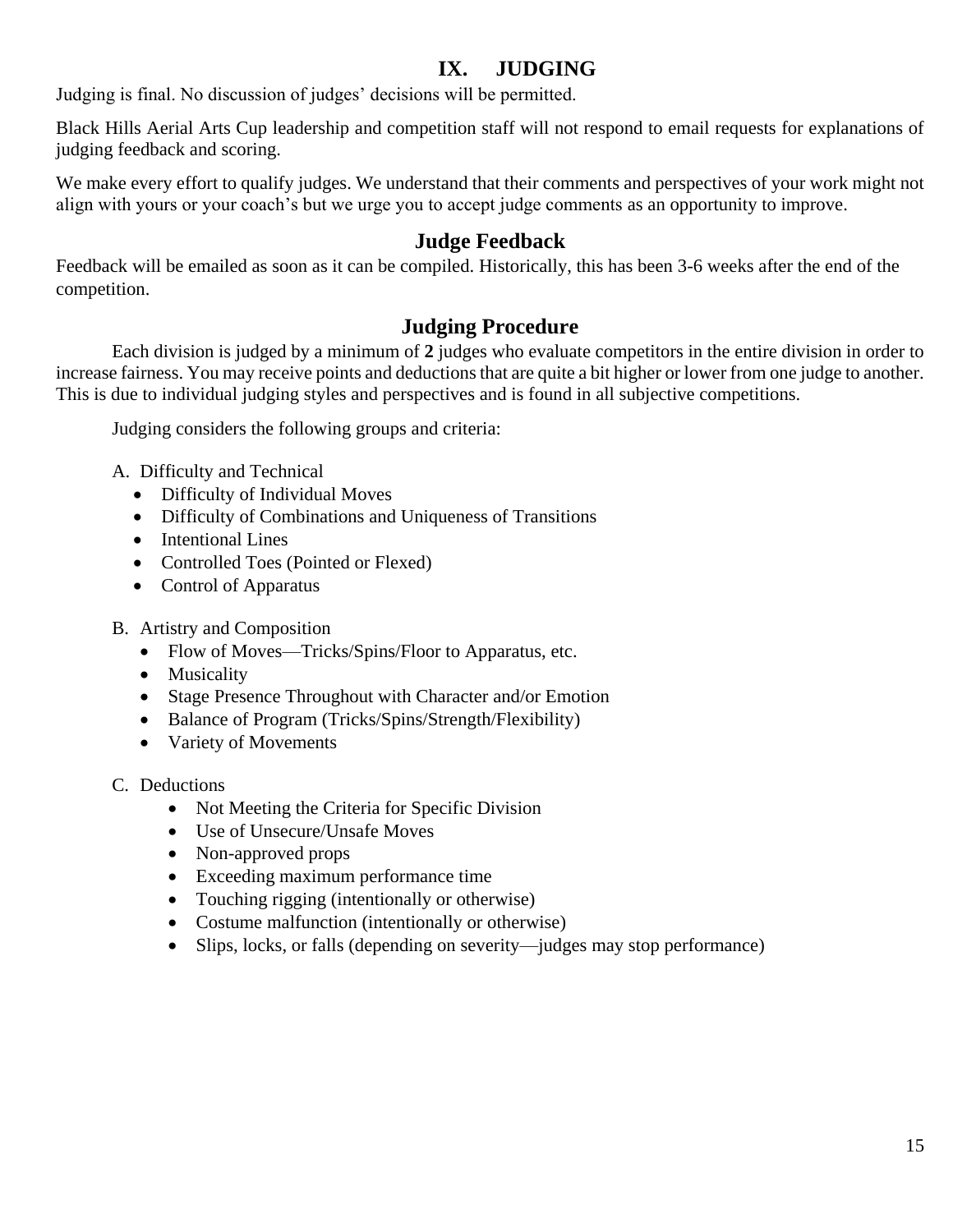# IX. JUDGING

Judging is final. No discussion of judges' decisions will be permitted.

Black Hills Aerial Arts Cup leadership and competition staff will not respond to email requests for explanations of judging feedback and scoring.

We make every effort to qualify judges. We understand that their comments and perspectives of your work might not align with yours or your coach's but we urge you to accept judge comments as an opportunity to improve.

## Judge Feedback

Feedback will be emailed as soon as it can be compiled. Historically, this has been 3-6 weeks after the end of the competition.

## Judging Procedure

Each division is judged by a minimum of **2** judges who evaluate competitors in the entire division in order to increase fairness. You may receive points and deductions that are quite a bit higher or lower from one judge to another. This is due to individual judging styles and perspectives and is found in all subjective competitions.

Judging considers the following groups and criteria:

A. Difficulty and Technical
- Difficulty of Individual Moves
- Difficulty of Combinations and Uniqueness of Transitions
- Intentional Lines
- Controlled Toes (Pointed or Flexed)
- Control of Apparatus

B. Artistry and Composition
- Flow of Moves—Tricks/Spins/Floor to Apparatus, etc.
- Musicality
- Stage Presence Throughout with Character and/or Emotion
- Balance of Program (Tricks/Spins/Strength/Flexibility)
- Variety of Movements

C. Deductions
- Not Meeting the Criteria for Specific Division
- Use of Unsecure/Unsafe Moves
- Non-approved props
- Exceeding maximum performance time
- Touching rigging (intentionally or otherwise)
- Costume malfunction (intentionally or otherwise)
- Slips, locks, or falls (depending on severity—judges may stop performance)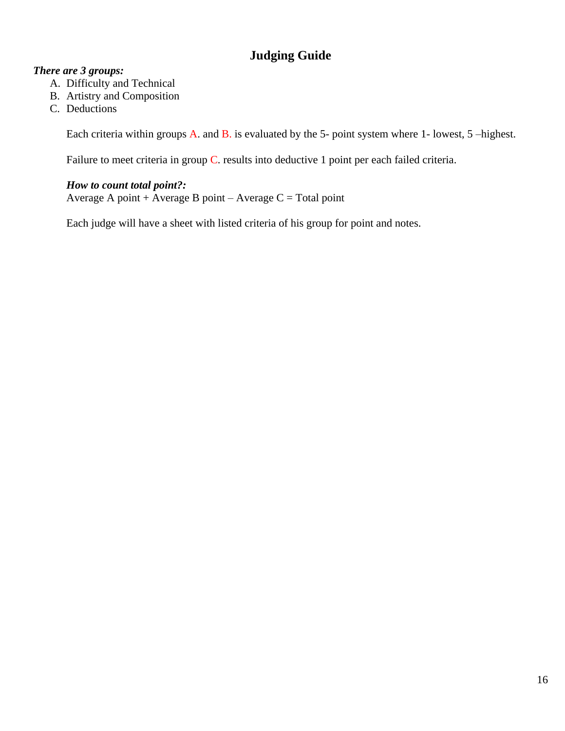## Judging Guide

***There are 3 groups:***

A. Difficulty and Technical
B. Artistry and Composition
C. Deductions

Each criteria within groups A. and B. is evaluated by the 5- point system where 1- lowest, 5 –highest.

Failure to meet criteria in group C. results into deductive 1 point per each failed criteria.

***How to count total point?:***
Average A point + Average B point – Average C = Total point

Each judge will have a sheet with listed criteria of his group for point and notes.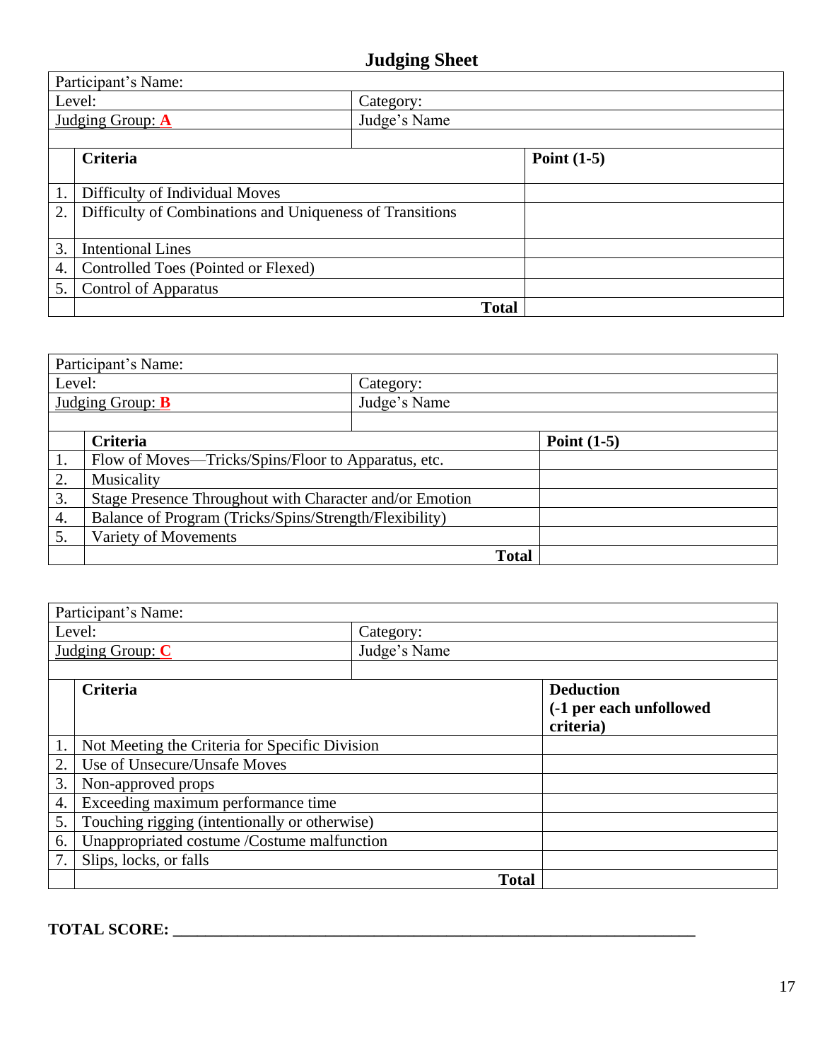# Judging Sheet

| Participant's Name: | | |
|---|---|---|
| Level: | Category: | |
| Judging Group: **A** | Judge's Name | |
| | | |

| | Criteria | Point (1-5) |
|---|---|---|
| 1. | Difficulty of Individual Moves | |
| 2. | Difficulty of Combinations and Uniqueness of Transitions | |
| 3. | Intentional Lines | |
| 4. | Controlled Toes (Pointed or Flexed) | |
| 5. | Control of Apparatus | |
| | **Total** | |

| Participant's Name: | | |
|---|---|---|
| Level: | Category: | |
| Judging Group: **B** | Judge's Name | |
| | | |

| | Criteria | Point (1-5) |
|---|---|---|
| 1. | Flow of Moves—Tricks/Spins/Floor to Apparatus, etc. | |
| 2. | Musicality | |
| 3. | Stage Presence Throughout with Character and/or Emotion | |
| 4. | Balance of Program (Tricks/Spins/Strength/Flexibility) | |
| 5. | Variety of Movements | |
| | **Total** | |

| Participant's Name: | | |
|---|---|---|
| Level: | Category: | |
| Judging Group: **C** | Judge's Name | |
| | | |

| | Criteria | Deduction (-1 per each unfollowed criteria) |
|---|---|---|
| 1. | Not Meeting the Criteria for Specific Division | |
| 2. | Use of Unsecure/Unsafe Moves | |
| 3. | Non-approved props | |
| 4. | Exceeding maximum performance time | |
| 5. | Touching rigging (intentionally or otherwise) | |
| 6. | Unappropriated costume /Costume malfunction | |
| 7. | Slips, locks, or falls | |
| | **Total** | |

**TOTAL SCORE: ____________________________________________________________**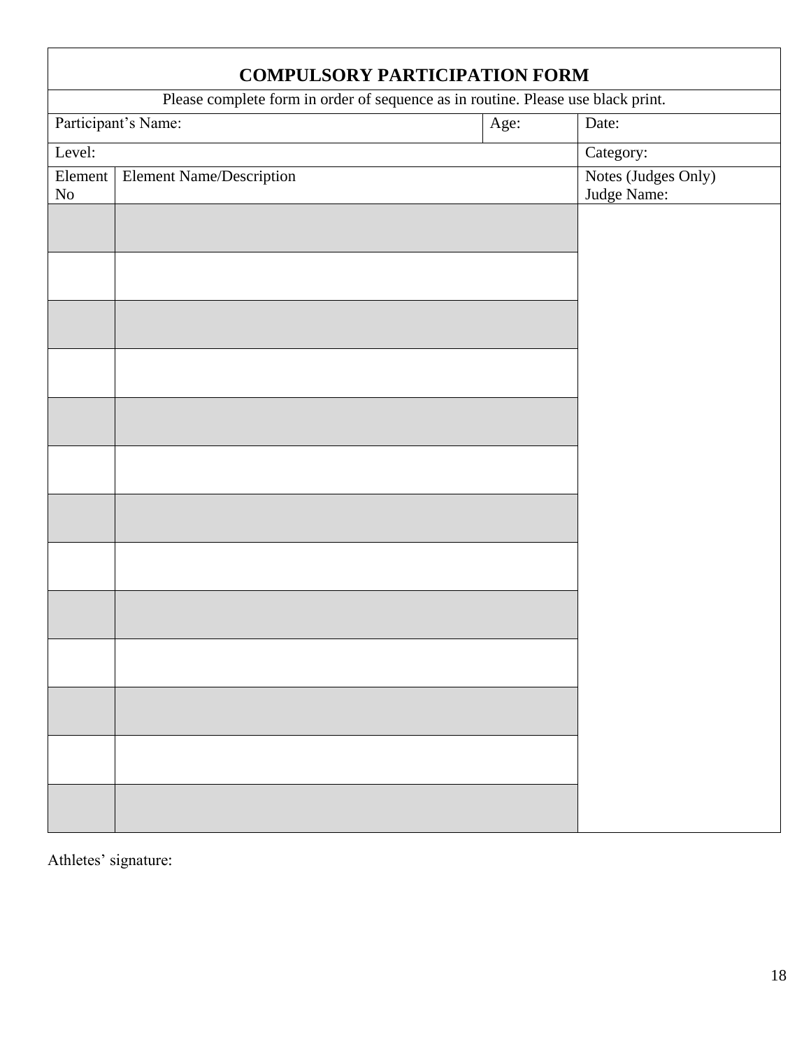# COMPULSORY PARTICIPATION FORM

Please complete form in order of sequence as in routine. Please use black print.

| Participant's Name: | | Age: | Date: |
|---|---|---|---|
| Level: | | | Category: |
| Element No | Element Name/Description | | Notes (Judges Only) Judge Name: |
| | | | |
| | | | |
| | | | |
| | | | |
| | | | |
| | | | |
| | | | |
| | | | |
| | | | |
| | | | |
| | | | |
| | | | |
| | | | |

Athletes' signature: